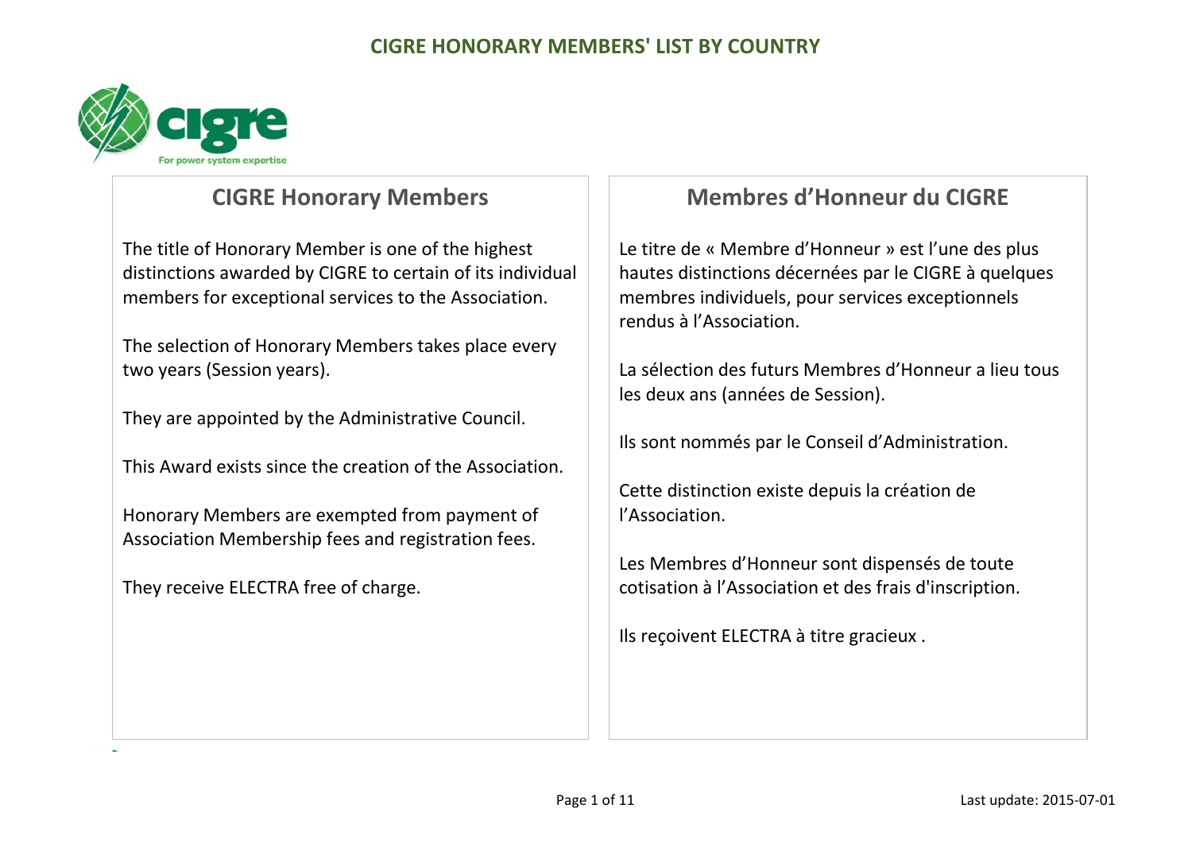# CIGRE HONORARY MEMBERS' LIST BY COUNTRY

## CIGRE Honorary Members

The title of Honorary Member is one of the highest distinctions awarded by CIGRE to certain of its individual members for exceptional services to the Association.

The selection of Honorary Members takes place every two years (Session years).

They are appointed by the Administrative Council.

This Award exists since the creation of the Association.

Honorary Members are exempted from payment of Association Membership fees and registration fees.

They receive ELECTRA free of charge.

## Membres d'Honneur du CIGRE

Le titre de « Membre d'Honneur » est l'une des plus hautes distinctions décernées par le CIGRE à quelques membres individuels, pour services exceptionnels rendus à l'Association.

La sélection des futurs Membres d'Honneur a lieu tous les deux ans (années de Session).

Ils sont nommés par le Conseil d'Administration.

Cette distinction existe depuis la création de l'Association.

Les Membres d'Honneur sont dispensés de toute cotisation à l'Association et des frais d'inscription.

Ils reçoivent ELECTRA à titre gracieux .

Last update: 2015-07-01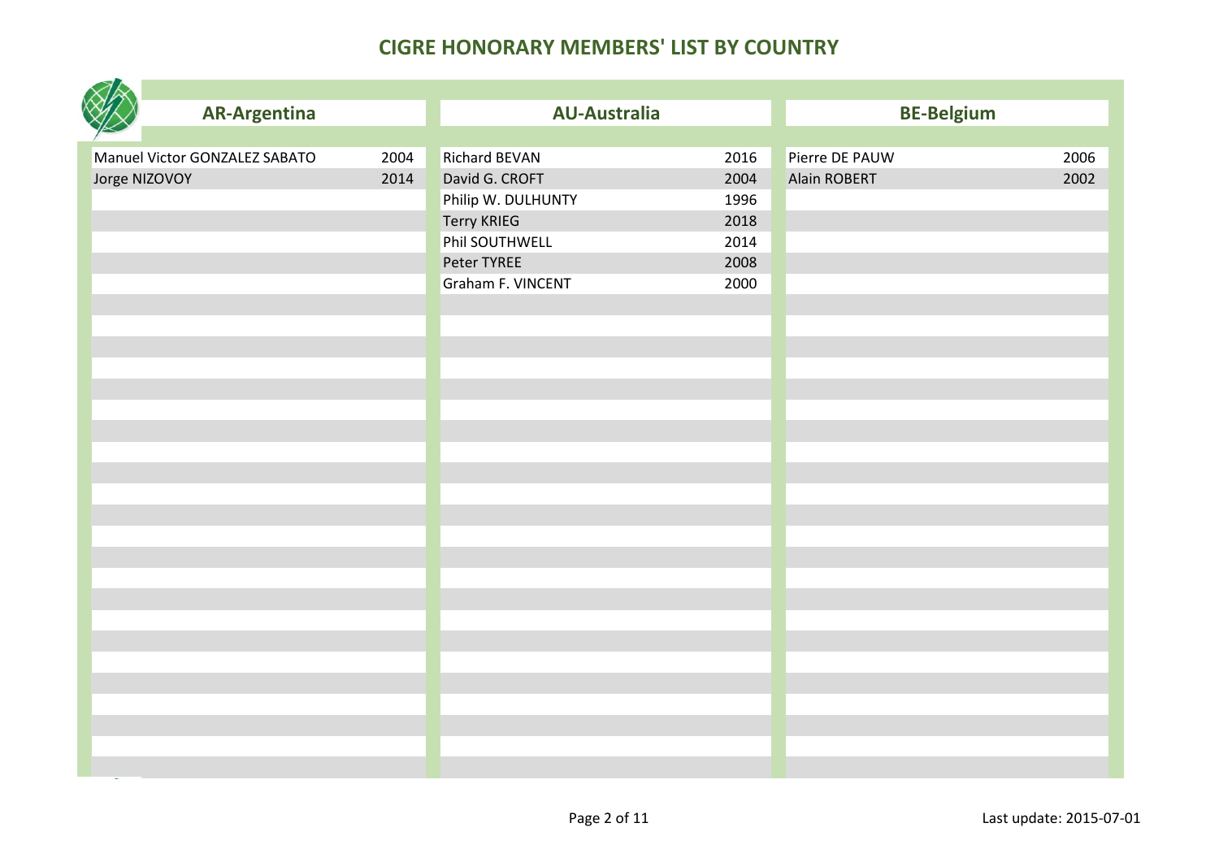# CIGRE HONORARY MEMBERS' LIST BY COUNTRY

## AR-Argentina

| Name | Year |
|---|---|
| Manuel Victor GONZALEZ SABATO | 2004 |
| Jorge NIZOVOY | 2014 |

## AU-Australia

| Name | Year |
|---|---|
| Richard BEVAN | 2016 |
| David G. CROFT | 2004 |
| Philip W. DULHUNTY | 1996 |
| Terry KRIEG | 2018 |
| Phil SOUTHWELL | 2014 |
| Peter TYREE | 2008 |
| Graham F. VINCENT | 2000 |

## BE-Belgium

| Name | Year |
|---|---|
| Pierre DE PAUW | 2006 |
| Alain ROBERT | 2002 |

Last update: 2015-07-01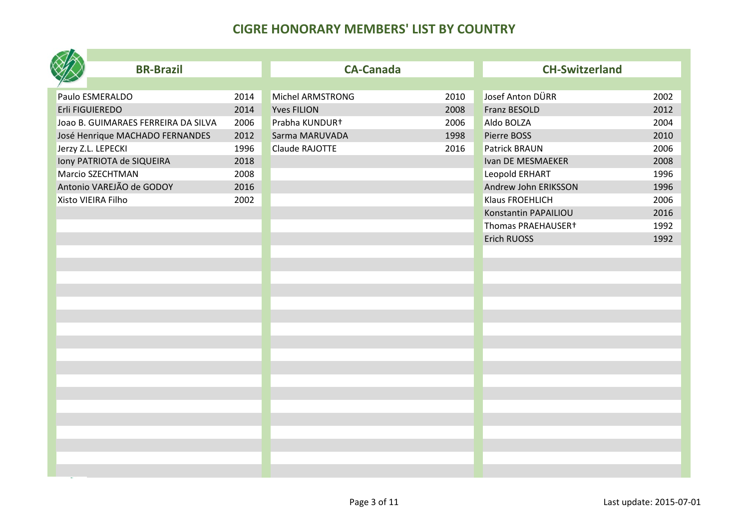# CIGRE HONORARY MEMBERS' LIST BY COUNTRY

## BR-Brazil

| Name | Year |
|---|---|
| Paulo ESMERALDO | 2014 |
| Erli FIGUIEREDO | 2014 |
| Joao B. GUIMARAES FERREIRA DA SILVA | 2006 |
| José Henrique MACHADO FERNANDES | 2012 |
| Jerzy Z.L. LEPECKI | 1996 |
| Iony PATRIOTA de SIQUEIRA | 2018 |
| Marcio SZECHTMAN | 2008 |
| Antonio VAREJÃO de GODOY | 2016 |
| Xisto VIEIRA Filho | 2002 |

## CA-Canada

| Name | Year |
|---|---|
| Michel ARMSTRONG | 2010 |
| Yves FILION | 2008 |
| Prabha KUNDUR† | 2006 |
| Sarma MARUVADA | 1998 |
| Claude RAJOTTE | 2016 |

## CH-Switzerland

| Name | Year |
|---|---|
| Josef Anton DÜRR | 2002 |
| Franz BESOLD | 2012 |
| Aldo BOLZA | 2004 |
| Pierre BOSS | 2010 |
| Patrick BRAUN | 2006 |
| Ivan DE MESMAEKER | 2008 |
| Leopold ERHART | 1996 |
| Andrew John ERIKSSON | 1996 |
| Klaus FROEHLICH | 2006 |
| Konstantin PAPAILIOU | 2016 |
| Thomas PRAEHAUSER† | 1992 |
| Erich RUOSS | 1992 |

Last update: 2015-07-01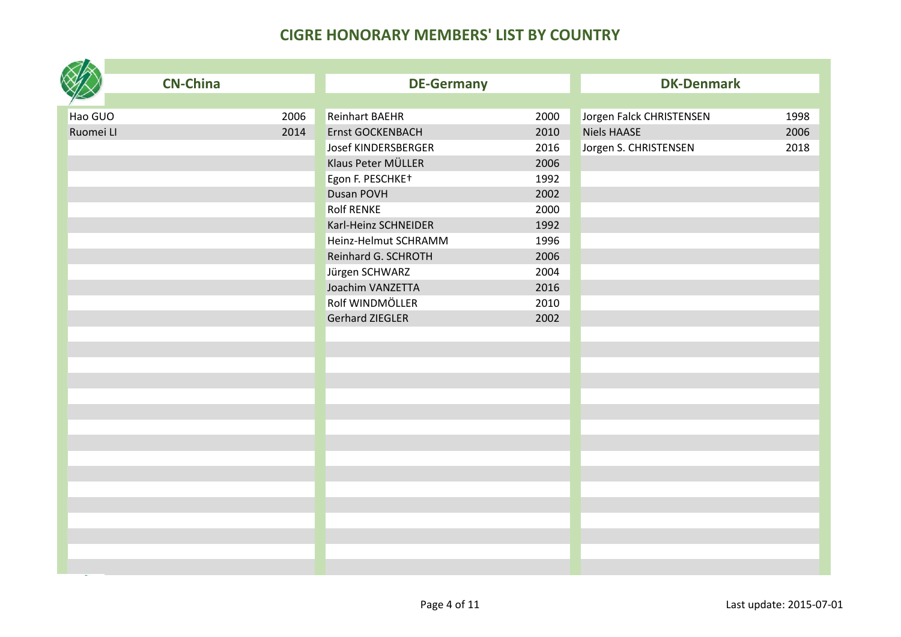# CIGRE HONORARY MEMBERS' LIST BY COUNTRY

## CN-China

| Name | Year |
|---|---|
| Hao GUO | 2006 |
| Ruomei LI | 2014 |

## DE-Germany

| Name | Year |
|---|---|
| Reinhart BAEHR | 2000 |
| Ernst GOCKENBACH | 2010 |
| Josef KINDERSBERGER | 2016 |
| Klaus Peter MÜLLER | 2006 |
| Egon F. PESCHKE† | 1992 |
| Dusan POVH | 2002 |
| Rolf RENKE | 2000 |
| Karl-Heinz SCHNEIDER | 1992 |
| Heinz-Helmut SCHRAMM | 1996 |
| Reinhard G. SCHROTH | 2006 |
| Jürgen SCHWARZ | 2004 |
| Joachim VANZETTA | 2016 |
| Rolf WINDMÖLLER | 2010 |
| Gerhard ZIEGLER | 2002 |

## DK-Denmark

| Name | Year |
|---|---|
| Jorgen Falck CHRISTENSEN | 1998 |
| Niels HAASE | 2006 |
| Jorgen S. CHRISTENSEN | 2018 |

Last update: 2015-07-01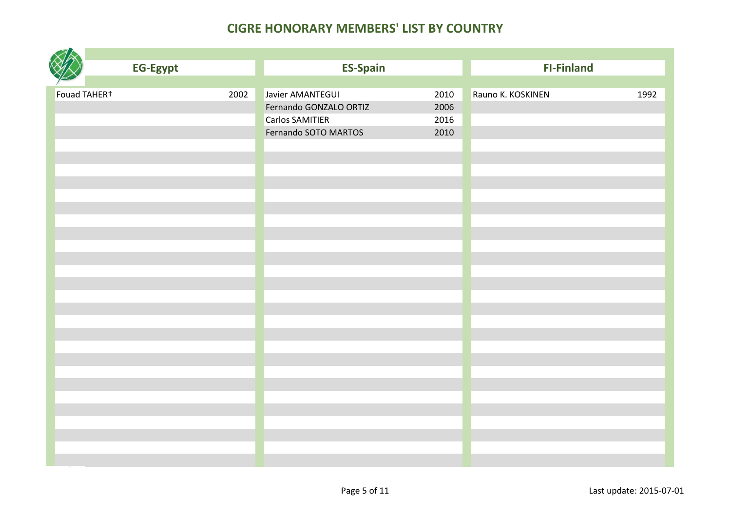# CIGRE HONORARY MEMBERS' LIST BY COUNTRY

## EG-Egypt

| Name | Year |
|---|---|
| Fouad TAHER† | 2002 |

## ES-Spain

| Name | Year |
|---|---|
| Javier AMANTEGUI | 2010 |
| Fernando GONZALO ORTIZ | 2006 |
| Carlos SAMITIER | 2016 |
| Fernando SOTO MARTOS | 2010 |

## FI-Finland

| Name | Year |
|---|---|
| Rauno K. KOSKINEN | 1992 |

Last update: 2015-07-01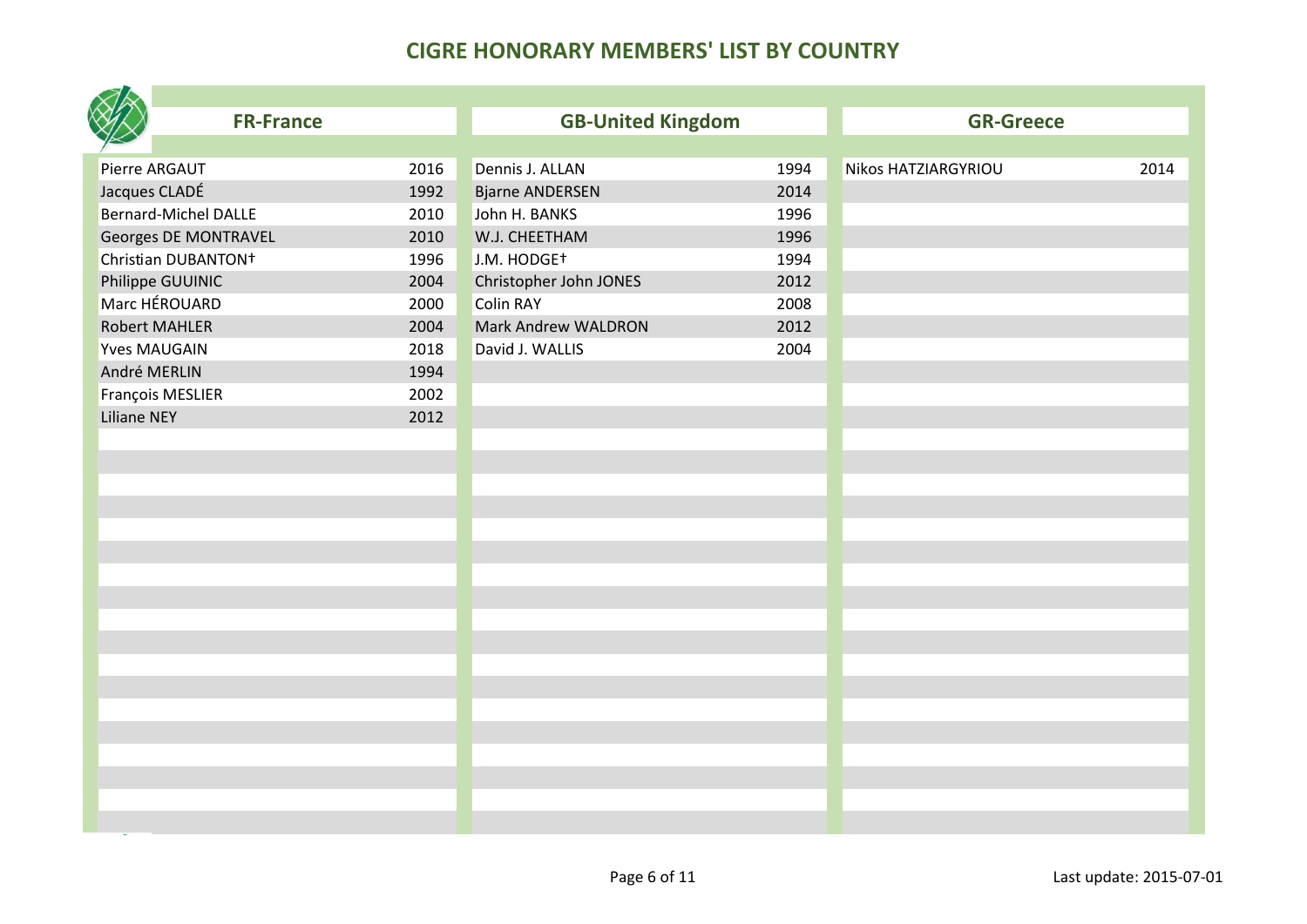# CIGRE HONORARY MEMBERS' LIST BY COUNTRY

## FR-France

| Name | Year |
|---|---|
| Pierre ARGAUT | 2016 |
| Jacques CLADÉ | 1992 |
| Bernard-Michel DALLE | 2010 |
| Georges DE MONTRAVEL | 2010 |
| Christian DUBANTON† | 1996 |
| Philippe GUUINIC | 2004 |
| Marc HÉROUARD | 2000 |
| Robert MAHLER | 2004 |
| Yves MAUGAIN | 2018 |
| André MERLIN | 1994 |
| François MESLIER | 2002 |
| Liliane NEY | 2012 |

## GB-United Kingdom

| Name | Year |
|---|---|
| Dennis J. ALLAN | 1994 |
| Bjarne ANDERSEN | 2014 |
| John H. BANKS | 1996 |
| W.J. CHEETHAM | 1996 |
| J.M. HODGE† | 1994 |
| Christopher John JONES | 2012 |
| Colin RAY | 2008 |
| Mark Andrew WALDRON | 2012 |
| David J. WALLIS | 2004 |

## GR-Greece

| Name | Year |
|---|---|
| Nikos HATZIARGYRIOU | 2014 |

Last update: 2015-07-01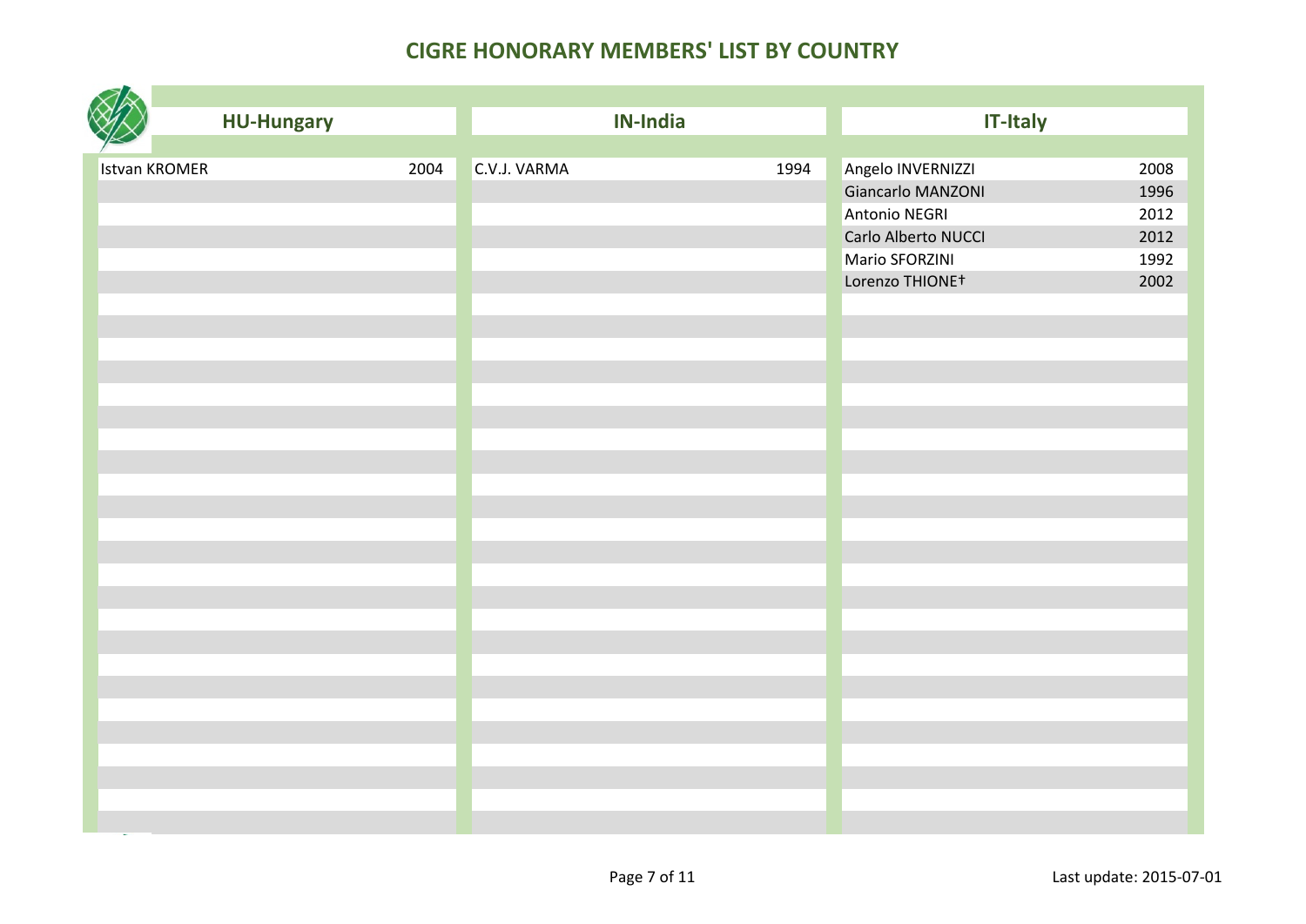# CIGRE HONORARY MEMBERS' LIST BY COUNTRY

## HU-Hungary

| Name | Year |
|---|---|
| Istvan KROMER | 2004 |

## IN-India

| Name | Year |
|---|---|
| C.V.J. VARMA | 1994 |

## IT-Italy

| Name | Year |
|---|---|
| Angelo INVERNIZZI | 2008 |
| Giancarlo MANZONI | 1996 |
| Antonio NEGRI | 2012 |
| Carlo Alberto NUCCI | 2012 |
| Mario SFORZINI | 1992 |
| Lorenzo THIONE† | 2002 |

Last update: 2015-07-01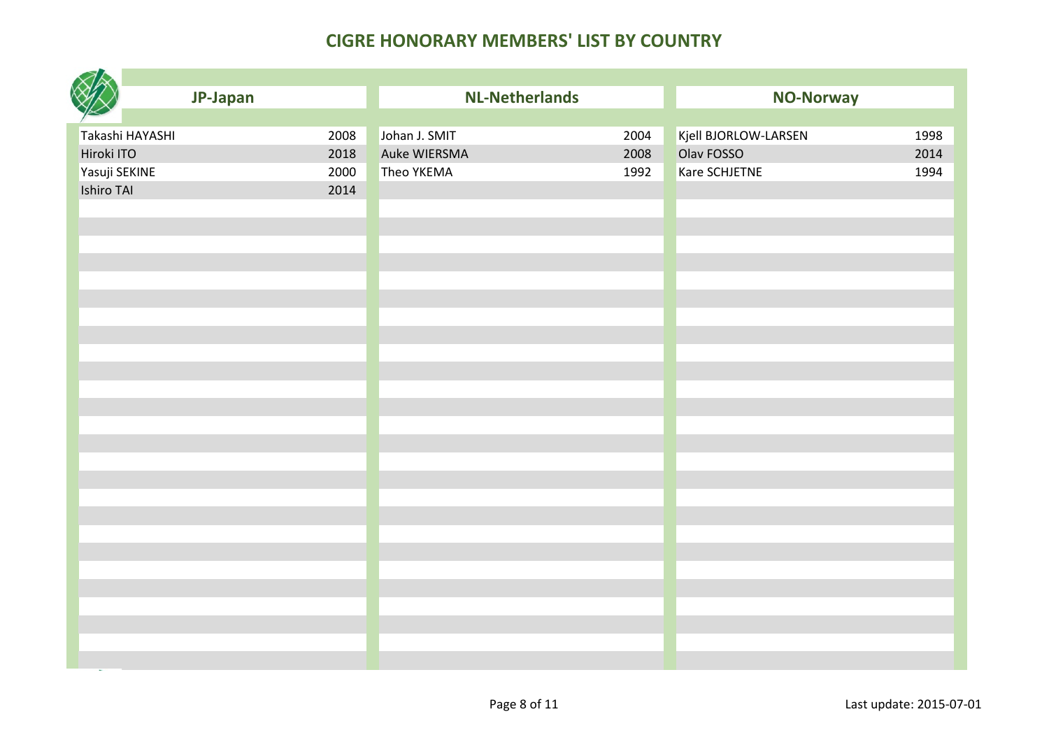# CIGRE HONORARY MEMBERS' LIST BY COUNTRY

## JP-Japan

| Name | Year |
|---|---|
| Takashi HAYASHI | 2008 |
| Hiroki ITO | 2018 |
| Yasuji SEKINE | 2000 |
| Ishiro TAI | 2014 |

## NL-Netherlands

| Name | Year |
|---|---|
| Johan J. SMIT | 2004 |
| Auke WIERSMA | 2008 |
| Theo YKEMA | 1992 |

## NO-Norway

| Name | Year |
|---|---|
| Kjell BJORLOW-LARSEN | 1998 |
| Olav FOSSO | 2014 |
| Kare SCHJETNE | 1994 |

Last update: 2015-07-01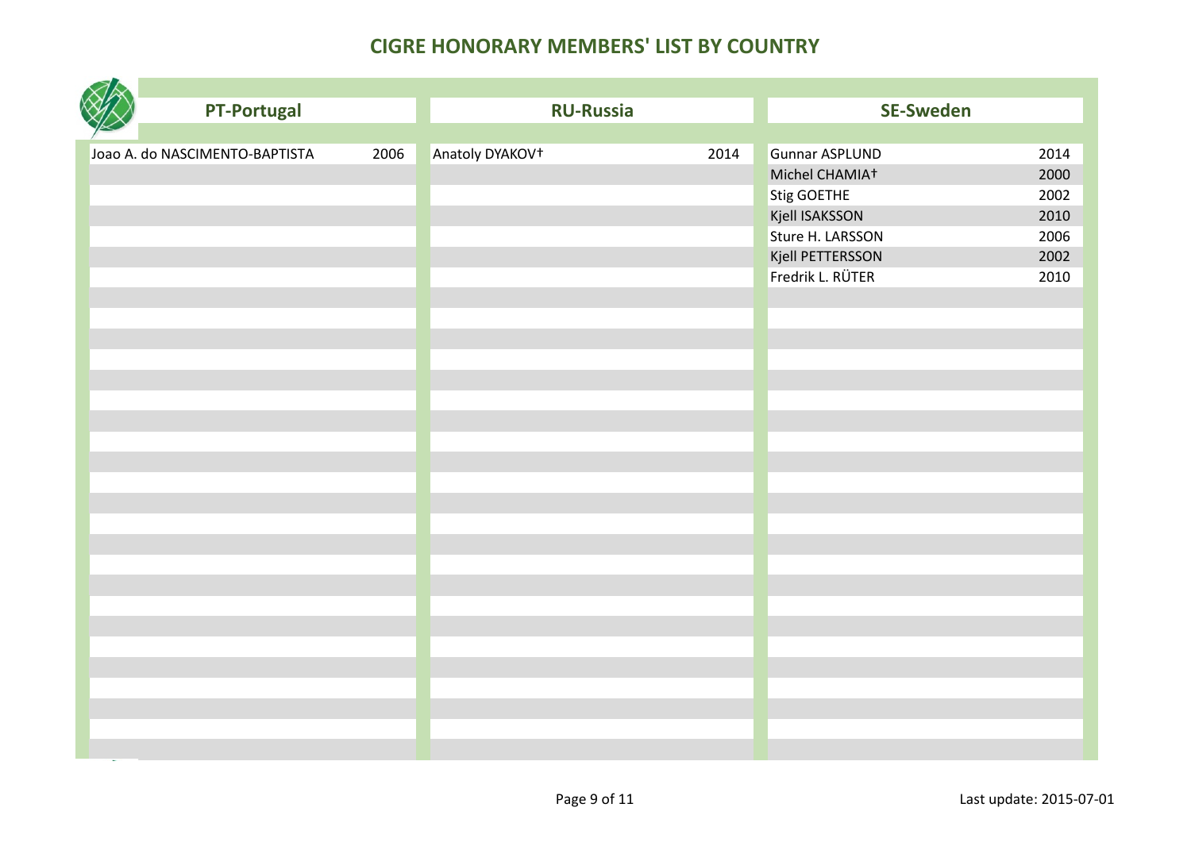# CIGRE HONORARY MEMBERS' LIST BY COUNTRY

## PT-Portugal

| Name | Year |
|---|---|
| Joao A. do NASCIMENTO-BAPTISTA | 2006 |

## RU-Russia

| Name | Year |
|---|---|
| Anatoly DYAKOV† | 2014 |

## SE-Sweden

| Name | Year |
|---|---|
| Gunnar ASPLUND | 2014 |
| Michel CHAMIA† | 2000 |
| Stig GOETHE | 2002 |
| Kjell ISAKSSON | 2010 |
| Sture H. LARSSON | 2006 |
| Kjell PETTERSSON | 2002 |
| Fredrik L. RÜTER | 2010 |

Last update: 2015-07-01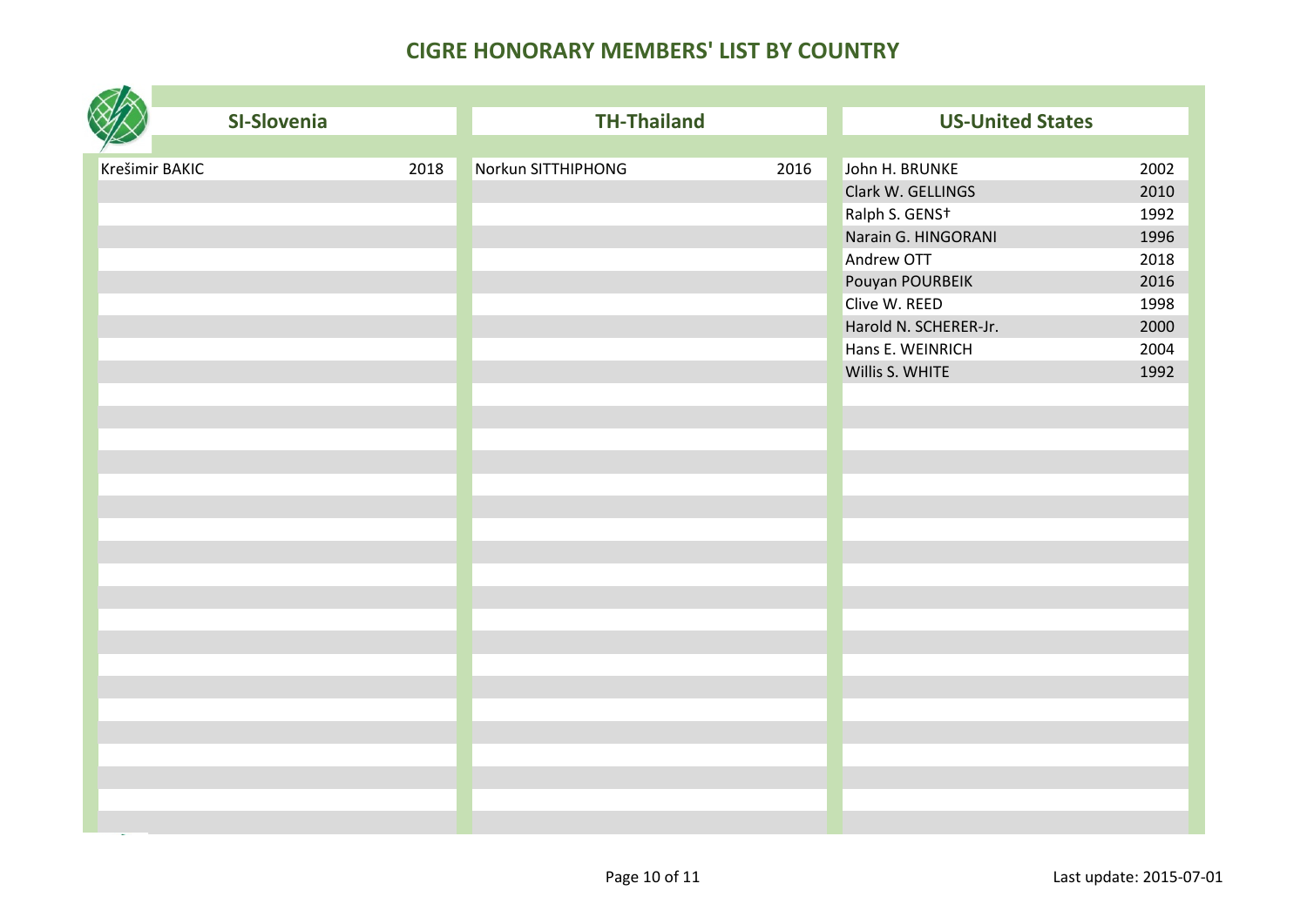# CIGRE HONORARY MEMBERS' LIST BY COUNTRY

## SI-Slovenia

| Name | Year |
|---|---|
| Krešimir BAKIC | 2018 |

## TH-Thailand

| Name | Year |
|---|---|
| Norkun SITTHIPHONG | 2016 |

## US-United States

| Name | Year |
|---|---|
| John H. BRUNKE | 2002 |
| Clark W. GELLINGS | 2010 |
| Ralph S. GENS† | 1992 |
| Narain G. HINGORANI | 1996 |
| Andrew OTT | 2018 |
| Pouyan POURBEIK | 2016 |
| Clive W. REED | 1998 |
| Harold N. SCHERER-Jr. | 2000 |
| Hans E. WEINRICH | 2004 |
| Willis S. WHITE | 1992 |

Last update: 2015-07-01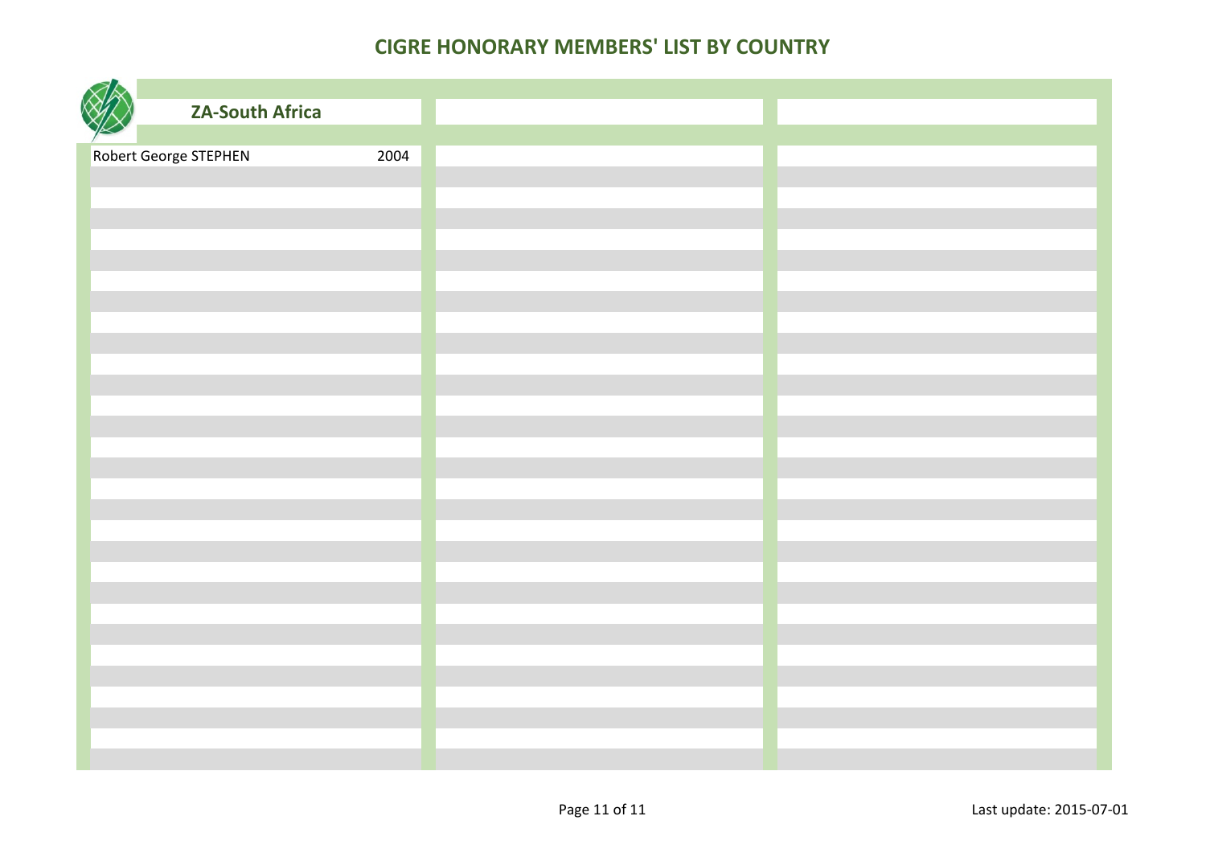# CIGRE HONORARY MEMBERS' LIST BY COUNTRY

## ZA-South Africa

| | |
|---|---|
| Robert George STEPHEN | 2004 |